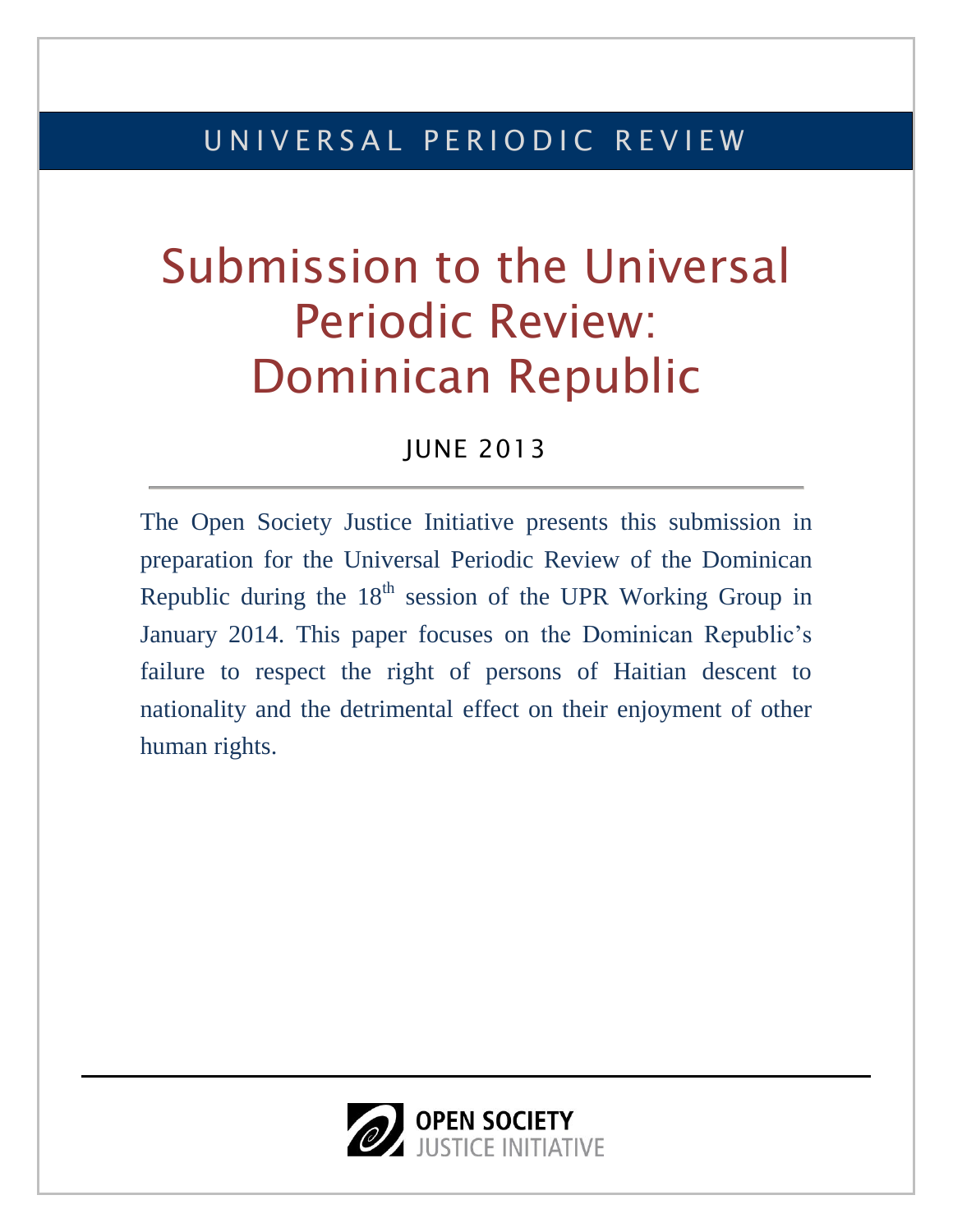UNIVERSAL PERIODIC REVIEW

# Submission to the Universal Periodic Review: Dominican Republic

JUNE 2013

The Open Society Justice Initiative presents this submission in preparation for the Universal Periodic Review of the Dominican Republic during the 18th session of the UPR Working Group in January 2014. This paper focuses on the Dominican Republic's failure to respect the right of persons of Haitian descent to nationality and the detrimental effect on their enjoyment of other human rights.

OPEN SOCIETY JUSTICE INITIATIVE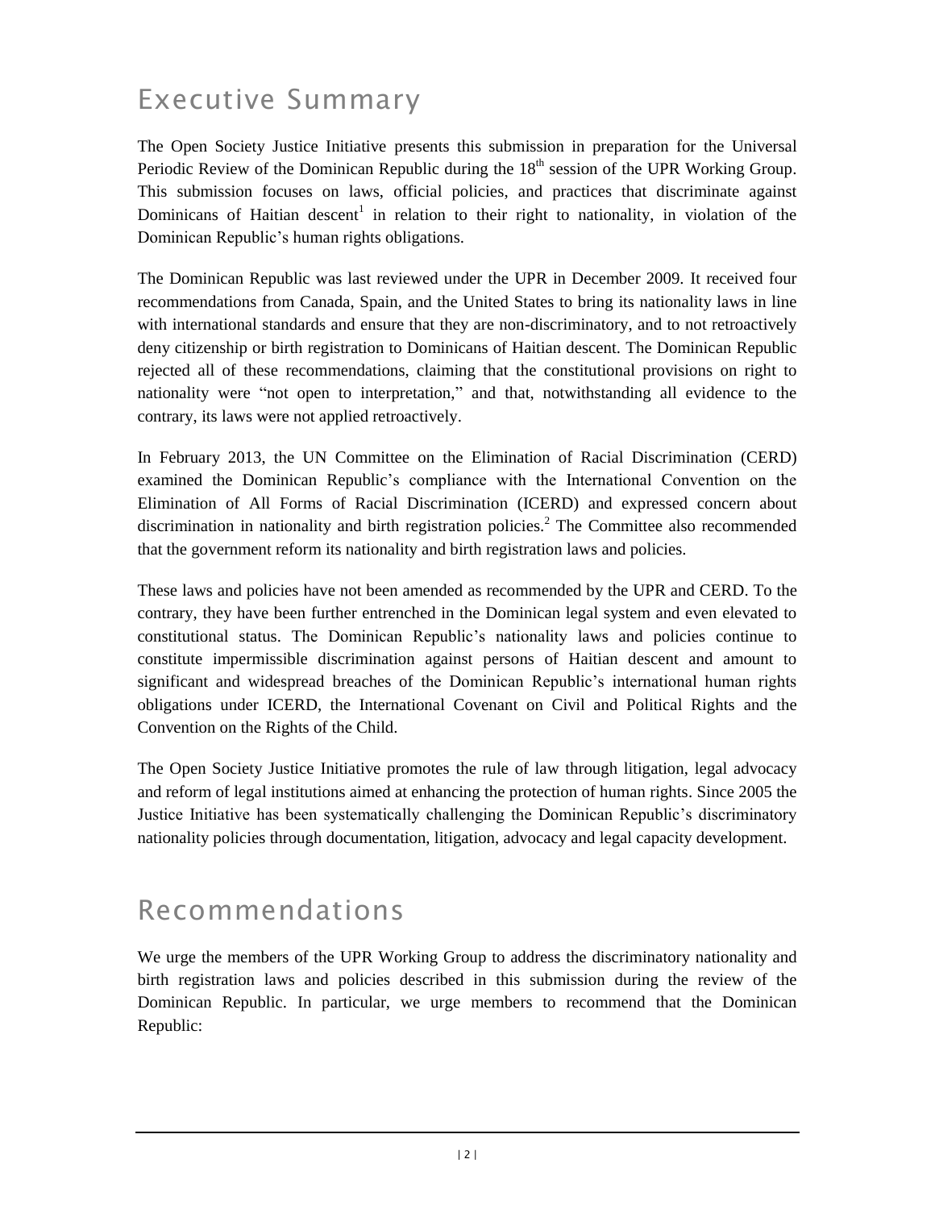# Executive Summary

The Open Society Justice Initiative presents this submission in preparation for the Universal Periodic Review of the Dominican Republic during the 18th session of the UPR Working Group. This submission focuses on laws, official policies, and practices that discriminate against Dominicans of Haitian descent[1] in relation to their right to nationality, in violation of the Dominican Republic's human rights obligations.

The Dominican Republic was last reviewed under the UPR in December 2009. It received four recommendations from Canada, Spain, and the United States to bring its nationality laws in line with international standards and ensure that they are non-discriminatory, and to not retroactively deny citizenship or birth registration to Dominicans of Haitian descent. The Dominican Republic rejected all of these recommendations, claiming that the constitutional provisions on right to nationality were "not open to interpretation," and that, notwithstanding all evidence to the contrary, its laws were not applied retroactively.

In February 2013, the UN Committee on the Elimination of Racial Discrimination (CERD) examined the Dominican Republic's compliance with the International Convention on the Elimination of All Forms of Racial Discrimination (ICERD) and expressed concern about discrimination in nationality and birth registration policies.[2] The Committee also recommended that the government reform its nationality and birth registration laws and policies.

These laws and policies have not been amended as recommended by the UPR and CERD. To the contrary, they have been further entrenched in the Dominican legal system and even elevated to constitutional status. The Dominican Republic's nationality laws and policies continue to constitute impermissible discrimination against persons of Haitian descent and amount to significant and widespread breaches of the Dominican Republic's international human rights obligations under ICERD, the International Covenant on Civil and Political Rights and the Convention on the Rights of the Child.

The Open Society Justice Initiative promotes the rule of law through litigation, legal advocacy and reform of legal institutions aimed at enhancing the protection of human rights. Since 2005 the Justice Initiative has been systematically challenging the Dominican Republic's discriminatory nationality policies through documentation, litigation, advocacy and legal capacity development.

# Recommendations

We urge the members of the UPR Working Group to address the discriminatory nationality and birth registration laws and policies described in this submission during the review of the Dominican Republic. In particular, we urge members to recommend that the Dominican Republic: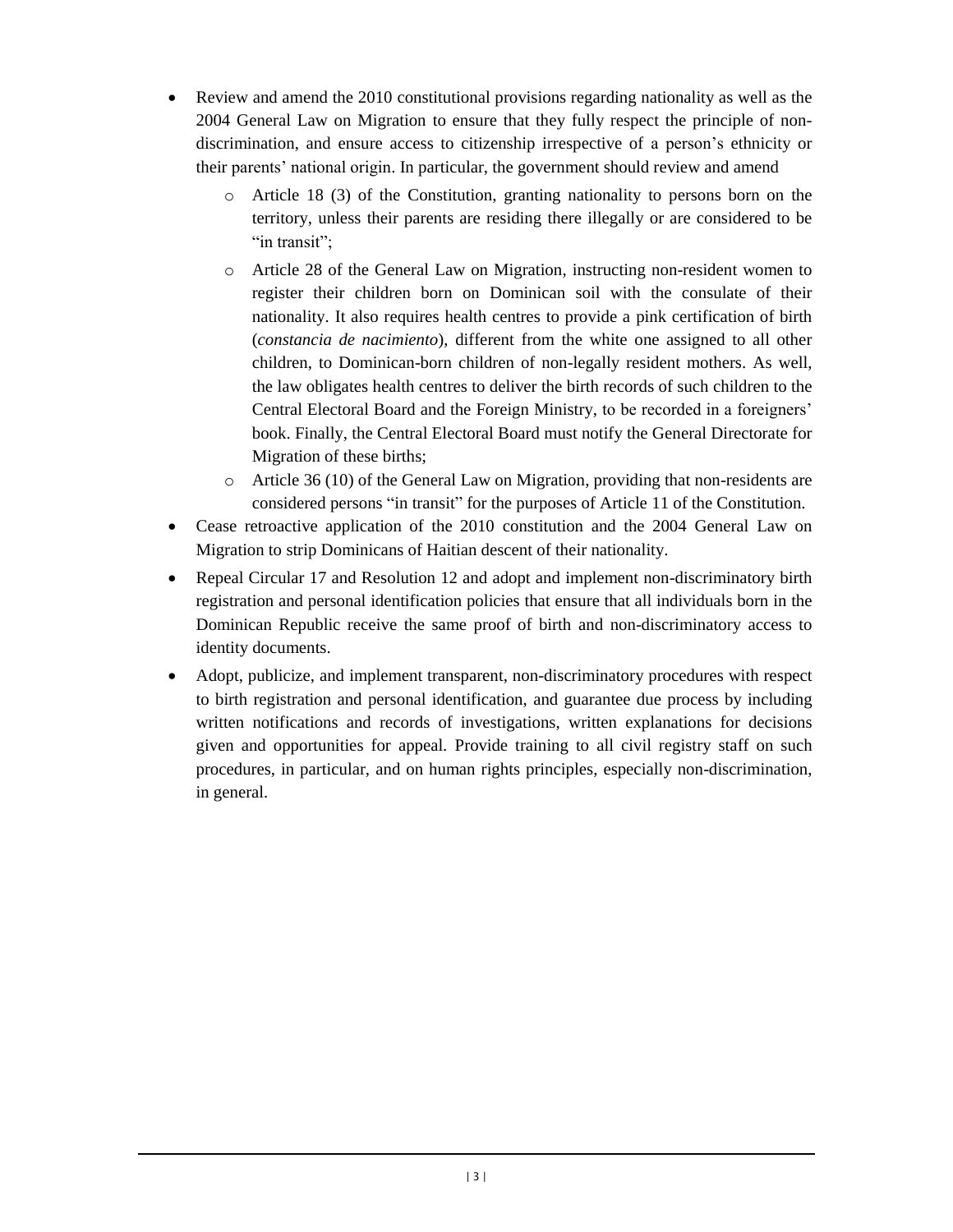- Review and amend the 2010 constitutional provisions regarding nationality as well as the 2004 General Law on Migration to ensure that they fully respect the principle of non-discrimination, and ensure access to citizenship irrespective of a person's ethnicity or their parents' national origin. In particular, the government should review and amend
  - Article 18 (3) of the Constitution, granting nationality to persons born on the territory, unless their parents are residing there illegally or are considered to be "in transit";
  - Article 28 of the General Law on Migration, instructing non-resident women to register their children born on Dominican soil with the consulate of their nationality. It also requires health centres to provide a pink certification of birth (*constancia de nacimiento*), different from the white one assigned to all other children, to Dominican-born children of non-legally resident mothers. As well, the law obligates health centres to deliver the birth records of such children to the Central Electoral Board and the Foreign Ministry, to be recorded in a foreigners' book. Finally, the Central Electoral Board must notify the General Directorate for Migration of these births;
  - Article 36 (10) of the General Law on Migration, providing that non-residents are considered persons "in transit" for the purposes of Article 11 of the Constitution.
- Cease retroactive application of the 2010 constitution and the 2004 General Law on Migration to strip Dominicans of Haitian descent of their nationality.
- Repeal Circular 17 and Resolution 12 and adopt and implement non-discriminatory birth registration and personal identification policies that ensure that all individuals born in the Dominican Republic receive the same proof of birth and non-discriminatory access to identity documents.
- Adopt, publicize, and implement transparent, non-discriminatory procedures with respect to birth registration and personal identification, and guarantee due process by including written notifications and records of investigations, written explanations for decisions given and opportunities for appeal. Provide training to all civil registry staff on such procedures, in particular, and on human rights principles, especially non-discrimination, in general.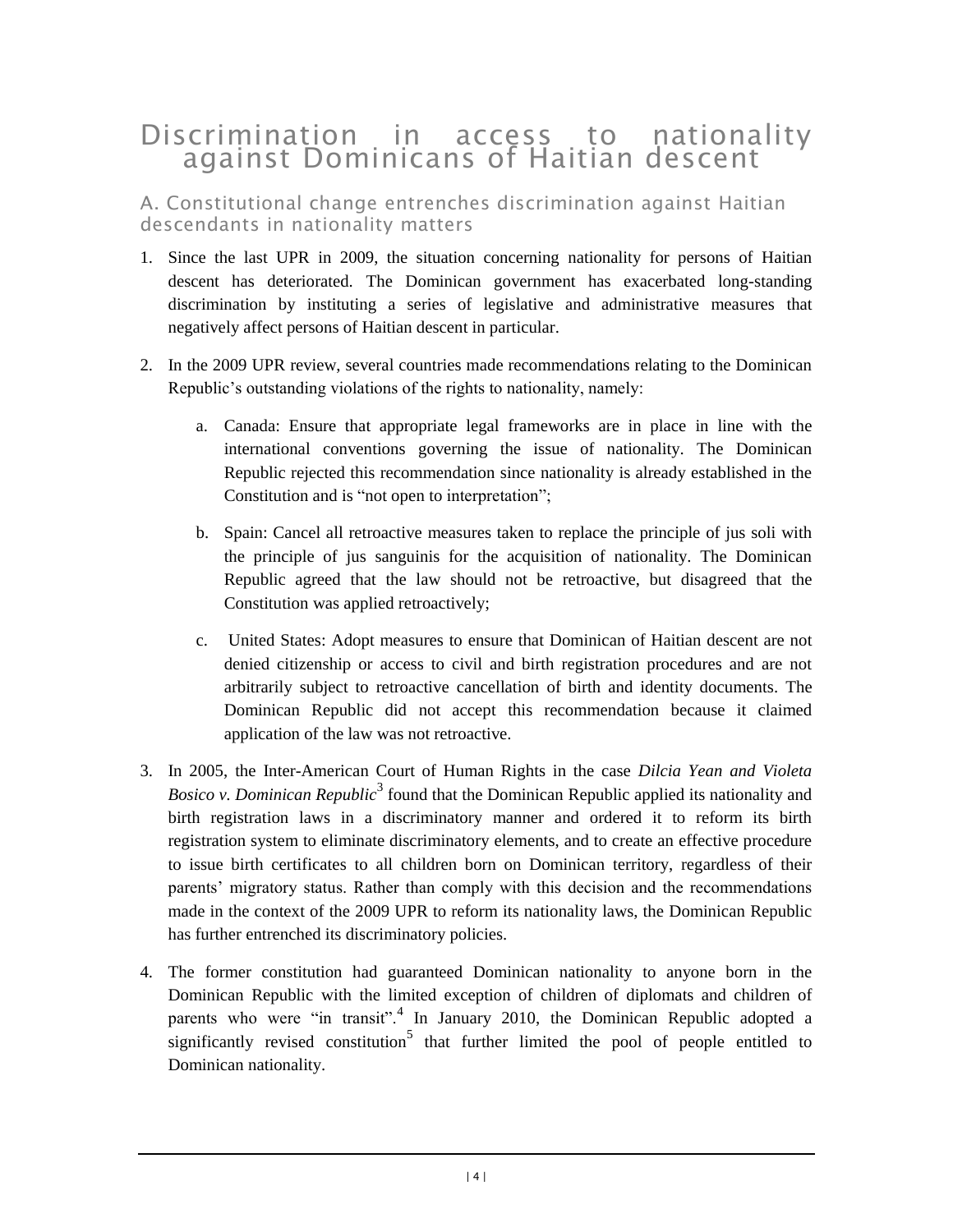# Discrimination in access to nationality against Dominicans of Haitian descent

## A. Constitutional change entrenches discrimination against Haitian descendants in nationality matters

1. Since the last UPR in 2009, the situation concerning nationality for persons of Haitian descent has deteriorated. The Dominican government has exacerbated long-standing discrimination by instituting a series of legislative and administrative measures that negatively affect persons of Haitian descent in particular.

2. In the 2009 UPR review, several countries made recommendations relating to the Dominican Republic's outstanding violations of the rights to nationality, namely:

    a. Canada: Ensure that appropriate legal frameworks are in place in line with the international conventions governing the issue of nationality. The Dominican Republic rejected this recommendation since nationality is already established in the Constitution and is "not open to interpretation";

    b. Spain: Cancel all retroactive measures taken to replace the principle of jus soli with the principle of jus sanguinis for the acquisition of nationality. The Dominican Republic agreed that the law should not be retroactive, but disagreed that the Constitution was applied retroactively;

    c. United States: Adopt measures to ensure that Dominican of Haitian descent are not denied citizenship or access to civil and birth registration procedures and are not arbitrarily subject to retroactive cancellation of birth and identity documents. The Dominican Republic did not accept this recommendation because it claimed application of the law was not retroactive.

3. In 2005, the Inter-American Court of Human Rights in the case *Dilcia Yean and Violeta Bosico v. Dominican Republic*[3] found that the Dominican Republic applied its nationality and birth registration laws in a discriminatory manner and ordered it to reform its birth registration system to eliminate discriminatory elements, and to create an effective procedure to issue birth certificates to all children born on Dominican territory, regardless of their parents' migratory status. Rather than comply with this decision and the recommendations made in the context of the 2009 UPR to reform its nationality laws, the Dominican Republic has further entrenched its discriminatory policies.

4. The former constitution had guaranteed Dominican nationality to anyone born in the Dominican Republic with the limited exception of children of diplomats and children of parents who were "in transit".[4] In January 2010, the Dominican Republic adopted a significantly revised constitution[5] that further limited the pool of people entitled to Dominican nationality.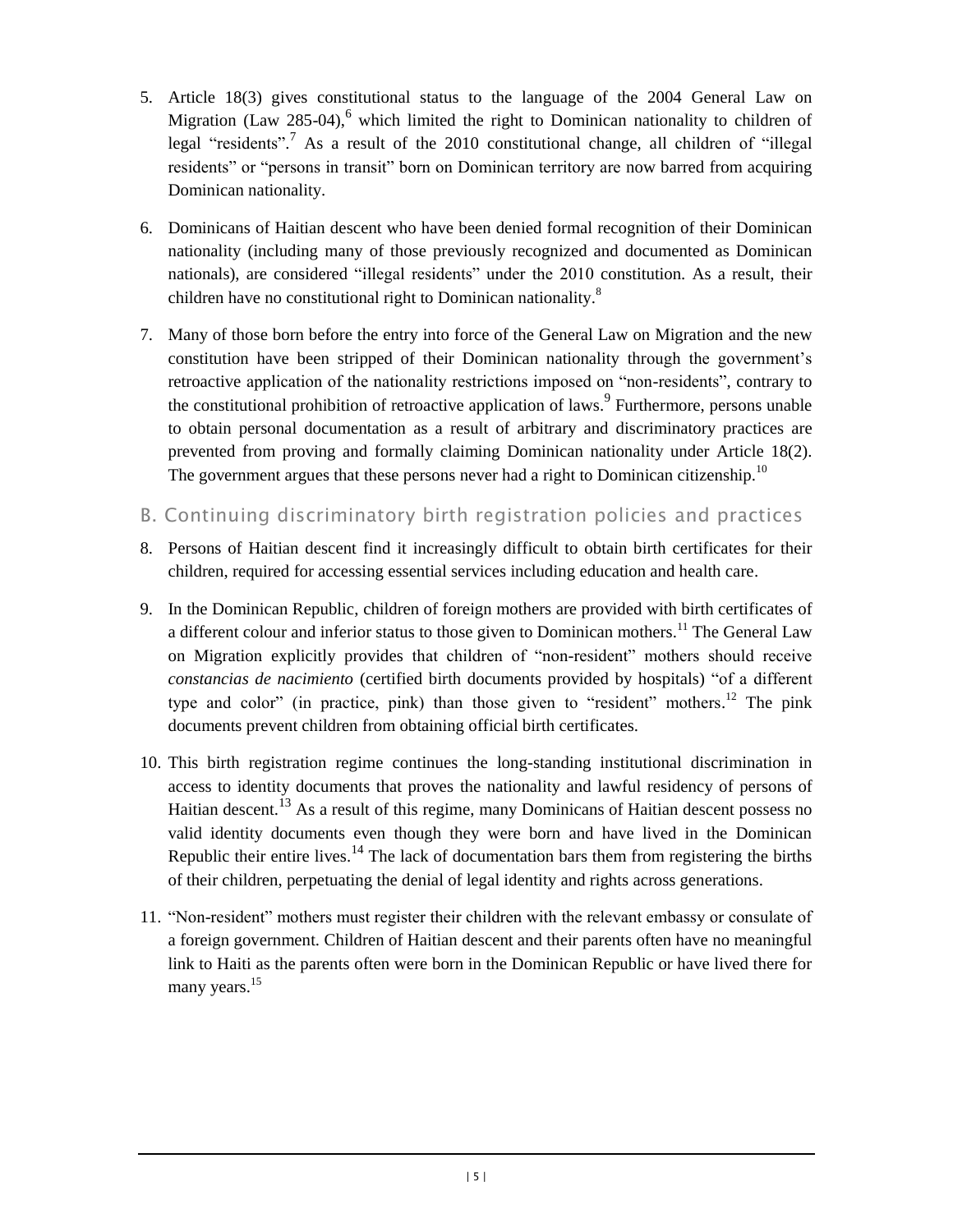5. Article 18(3) gives constitutional status to the language of the 2004 General Law on Migration (Law 285-04),[6] which limited the right to Dominican nationality to children of legal "residents".[7] As a result of the 2010 constitutional change, all children of "illegal residents" or "persons in transit" born on Dominican territory are now barred from acquiring Dominican nationality.

6. Dominicans of Haitian descent who have been denied formal recognition of their Dominican nationality (including many of those previously recognized and documented as Dominican nationals), are considered "illegal residents" under the 2010 constitution. As a result, their children have no constitutional right to Dominican nationality.[8]

7. Many of those born before the entry into force of the General Law on Migration and the new constitution have been stripped of their Dominican nationality through the government's retroactive application of the nationality restrictions imposed on "non-residents", contrary to the constitutional prohibition of retroactive application of laws.[9] Furthermore, persons unable to obtain personal documentation as a result of arbitrary and discriminatory practices are prevented from proving and formally claiming Dominican nationality under Article 18(2). The government argues that these persons never had a right to Dominican citizenship.[10]

## B. Continuing discriminatory birth registration policies and practices

8. Persons of Haitian descent find it increasingly difficult to obtain birth certificates for their children, required for accessing essential services including education and health care.

9. In the Dominican Republic, children of foreign mothers are provided with birth certificates of a different colour and inferior status to those given to Dominican mothers.[11] The General Law on Migration explicitly provides that children of "non-resident" mothers should receive *constancias de nacimiento* (certified birth documents provided by hospitals) "of a different type and color" (in practice, pink) than those given to "resident" mothers.[12] The pink documents prevent children from obtaining official birth certificates.

10. This birth registration regime continues the long-standing institutional discrimination in access to identity documents that proves the nationality and lawful residency of persons of Haitian descent.[13] As a result of this regime, many Dominicans of Haitian descent possess no valid identity documents even though they were born and have lived in the Dominican Republic their entire lives.[14] The lack of documentation bars them from registering the births of their children, perpetuating the denial of legal identity and rights across generations.

11. "Non-resident" mothers must register their children with the relevant embassy or consulate of a foreign government. Children of Haitian descent and their parents often have no meaningful link to Haiti as the parents often were born in the Dominican Republic or have lived there for many years.[15]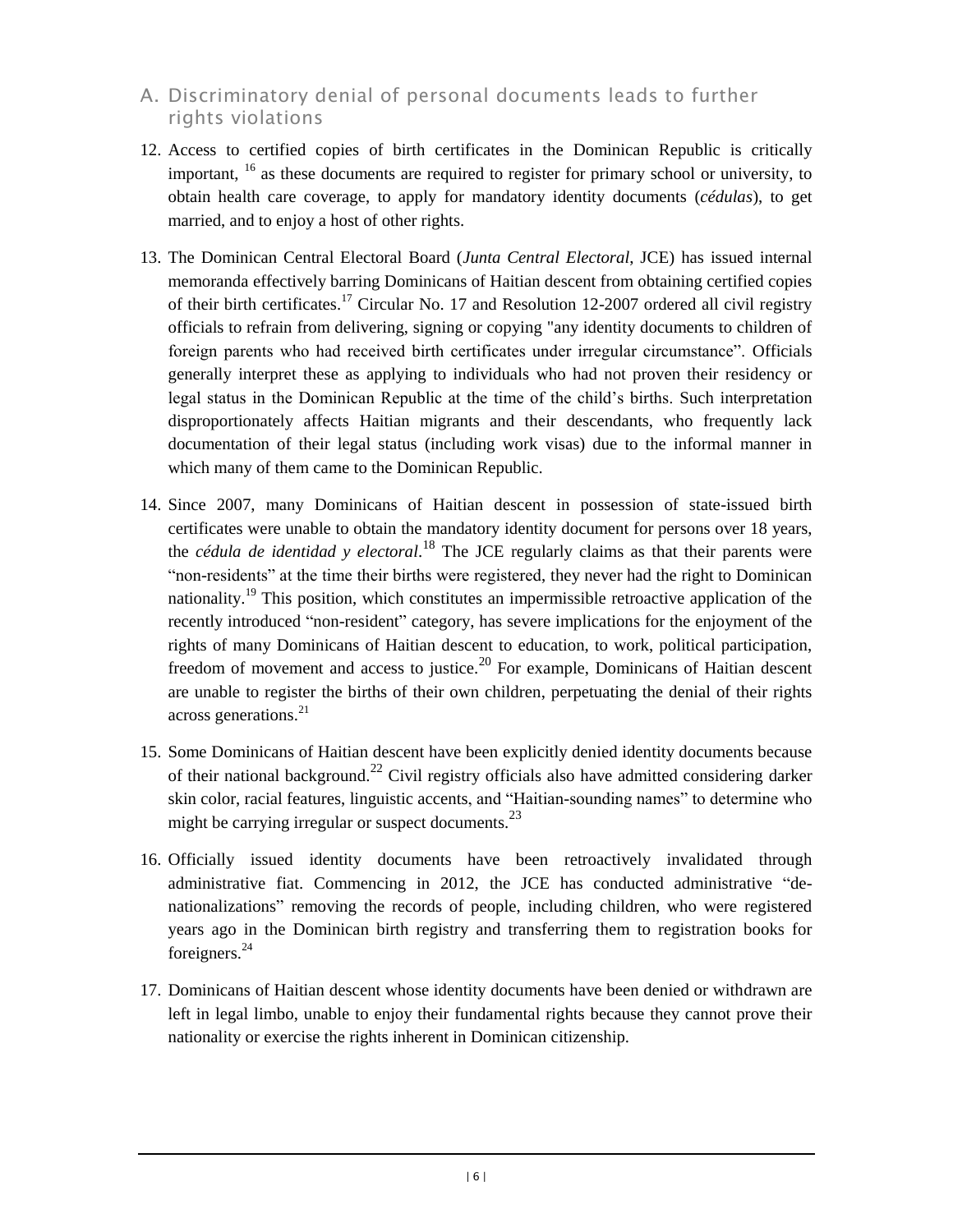## A. Discriminatory denial of personal documents leads to further rights violations

12. Access to certified copies of birth certificates in the Dominican Republic is critically important, [16] as these documents are required to register for primary school or university, to obtain health care coverage, to apply for mandatory identity documents (*cédulas*), to get married, and to enjoy a host of other rights.

13. The Dominican Central Electoral Board (*Junta Central Electoral*, JCE) has issued internal memoranda effectively barring Dominicans of Haitian descent from obtaining certified copies of their birth certificates.[17] Circular No. 17 and Resolution 12-2007 ordered all civil registry officials to refrain from delivering, signing or copying "any identity documents to children of foreign parents who had received birth certificates under irregular circumstance". Officials generally interpret these as applying to individuals who had not proven their residency or legal status in the Dominican Republic at the time of the child's births. Such interpretation disproportionately affects Haitian migrants and their descendants, who frequently lack documentation of their legal status (including work visas) due to the informal manner in which many of them came to the Dominican Republic.

14. Since 2007, many Dominicans of Haitian descent in possession of state-issued birth certificates were unable to obtain the mandatory identity document for persons over 18 years, the *cédula de identidad y electoral*.[18] The JCE regularly claims as that their parents were "non-residents" at the time their births were registered, they never had the right to Dominican nationality.[19] This position, which constitutes an impermissible retroactive application of the recently introduced "non-resident" category, has severe implications for the enjoyment of the rights of many Dominicans of Haitian descent to education, to work, political participation, freedom of movement and access to justice.[20] For example, Dominicans of Haitian descent are unable to register the births of their own children, perpetuating the denial of their rights across generations.[21]

15. Some Dominicans of Haitian descent have been explicitly denied identity documents because of their national background.[22] Civil registry officials also have admitted considering darker skin color, racial features, linguistic accents, and "Haitian-sounding names" to determine who might be carrying irregular or suspect documents.[23]

16. Officially issued identity documents have been retroactively invalidated through administrative fiat. Commencing in 2012, the JCE has conducted administrative "de-nationalizations" removing the records of people, including children, who were registered years ago in the Dominican birth registry and transferring them to registration books for foreigners.[24]

17. Dominicans of Haitian descent whose identity documents have been denied or withdrawn are left in legal limbo, unable to enjoy their fundamental rights because they cannot prove their nationality or exercise the rights inherent in Dominican citizenship.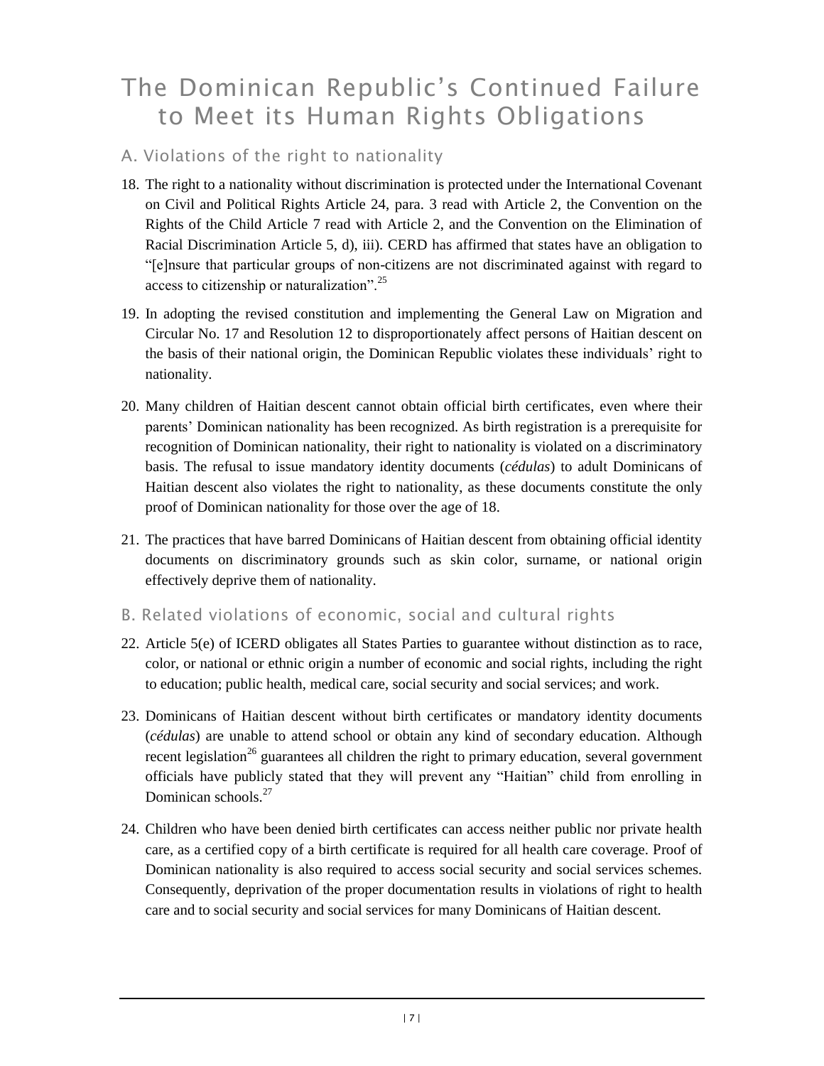# The Dominican Republic's Continued Failure to Meet its Human Rights Obligations

## A. Violations of the right to nationality

18. The right to a nationality without discrimination is protected under the International Covenant on Civil and Political Rights Article 24, para. 3 read with Article 2, the Convention on the Rights of the Child Article 7 read with Article 2, and the Convention on the Elimination of Racial Discrimination Article 5, d), iii). CERD has affirmed that states have an obligation to "[e]nsure that particular groups of non-citizens are not discriminated against with regard to access to citizenship or naturalization".[25]

19. In adopting the revised constitution and implementing the General Law on Migration and Circular No. 17 and Resolution 12 to disproportionately affect persons of Haitian descent on the basis of their national origin, the Dominican Republic violates these individuals' right to nationality.

20. Many children of Haitian descent cannot obtain official birth certificates, even where their parents' Dominican nationality has been recognized. As birth registration is a prerequisite for recognition of Dominican nationality, their right to nationality is violated on a discriminatory basis. The refusal to issue mandatory identity documents (*cédulas*) to adult Dominicans of Haitian descent also violates the right to nationality, as these documents constitute the only proof of Dominican nationality for those over the age of 18.

21. The practices that have barred Dominicans of Haitian descent from obtaining official identity documents on discriminatory grounds such as skin color, surname, or national origin effectively deprive them of nationality.

## B. Related violations of economic, social and cultural rights

22. Article 5(e) of ICERD obligates all States Parties to guarantee without distinction as to race, color, or national or ethnic origin a number of economic and social rights, including the right to education; public health, medical care, social security and social services; and work.

23. Dominicans of Haitian descent without birth certificates or mandatory identity documents (*cédulas*) are unable to attend school or obtain any kind of secondary education. Although recent legislation[26] guarantees all children the right to primary education, several government officials have publicly stated that they will prevent any "Haitian" child from enrolling in Dominican schools.[27]

24. Children who have been denied birth certificates can access neither public nor private health care, as a certified copy of a birth certificate is required for all health care coverage. Proof of Dominican nationality is also required to access social security and social services schemes. Consequently, deprivation of the proper documentation results in violations of right to health care and to social security and social services for many Dominicans of Haitian descent.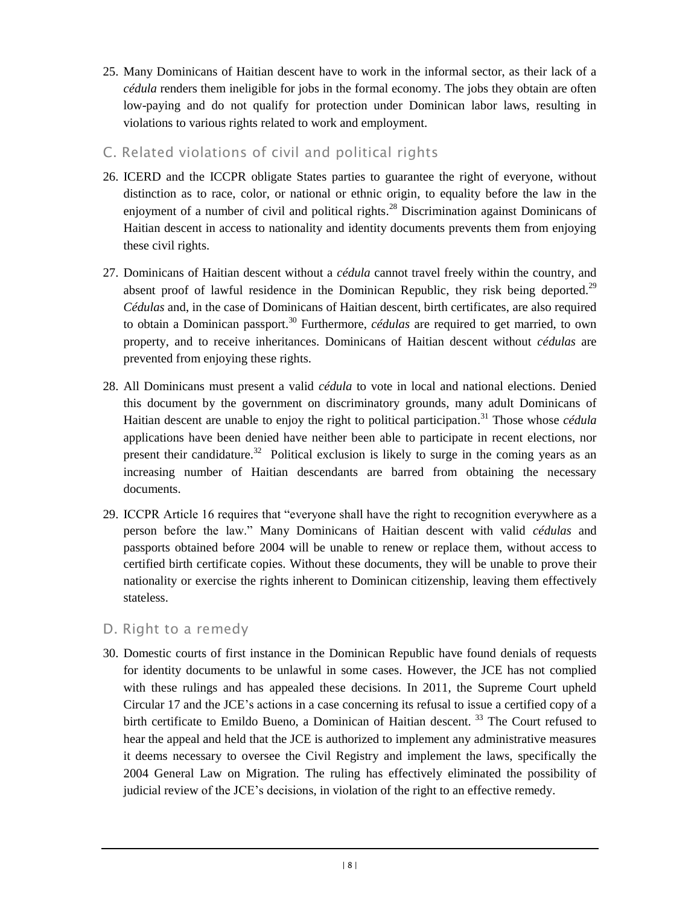25. Many Dominicans of Haitian descent have to work in the informal sector, as their lack of a *cédula* renders them ineligible for jobs in the formal economy. The jobs they obtain are often low-paying and do not qualify for protection under Dominican labor laws, resulting in violations to various rights related to work and employment.

## C. Related violations of civil and political rights

26. ICERD and the ICCPR obligate States parties to guarantee the right of everyone, without distinction as to race, color, or national or ethnic origin, to equality before the law in the enjoyment of a number of civil and political rights.[28] Discrimination against Dominicans of Haitian descent in access to nationality and identity documents prevents them from enjoying these civil rights.

27. Dominicans of Haitian descent without a *cédula* cannot travel freely within the country, and absent proof of lawful residence in the Dominican Republic, they risk being deported.[29] *Cédulas* and, in the case of Dominicans of Haitian descent, birth certificates, are also required to obtain a Dominican passport.[30] Furthermore, *cédulas* are required to get married, to own property, and to receive inheritances. Dominicans of Haitian descent without *cédulas* are prevented from enjoying these rights.

28. All Dominicans must present a valid *cédula* to vote in local and national elections. Denied this document by the government on discriminatory grounds, many adult Dominicans of Haitian descent are unable to enjoy the right to political participation.[31] Those whose *cédula* applications have been denied have neither been able to participate in recent elections, nor present their candidature.[32] Political exclusion is likely to surge in the coming years as an increasing number of Haitian descendants are barred from obtaining the necessary documents.

29. ICCPR Article 16 requires that "everyone shall have the right to recognition everywhere as a person before the law." Many Dominicans of Haitian descent with valid *cédulas* and passports obtained before 2004 will be unable to renew or replace them, without access to certified birth certificate copies. Without these documents, they will be unable to prove their nationality or exercise the rights inherent to Dominican citizenship, leaving them effectively stateless.

## D. Right to a remedy

30. Domestic courts of first instance in the Dominican Republic have found denials of requests for identity documents to be unlawful in some cases. However, the JCE has not complied with these rulings and has appealed these decisions. In 2011, the Supreme Court upheld Circular 17 and the JCE's actions in a case concerning its refusal to issue a certified copy of a birth certificate to Emildo Bueno, a Dominican of Haitian descent.[33] The Court refused to hear the appeal and held that the JCE is authorized to implement any administrative measures it deems necessary to oversee the Civil Registry and implement the laws, specifically the 2004 General Law on Migration. The ruling has effectively eliminated the possibility of judicial review of the JCE's decisions, in violation of the right to an effective remedy.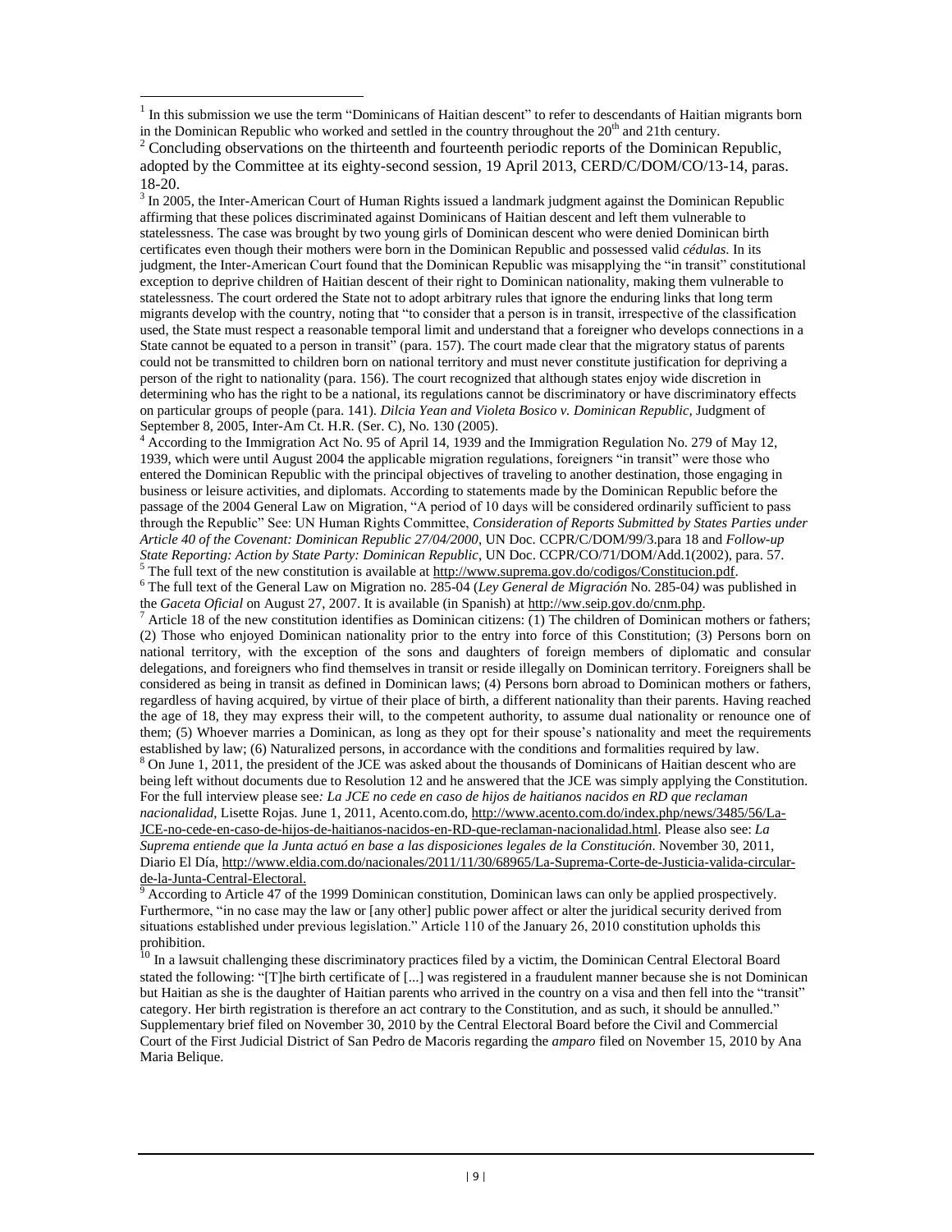[1] In this submission we use the term "Dominicans of Haitian descent" to refer to descendants of Haitian migrants born in the Dominican Republic who worked and settled in the country throughout the 20th and 21th century.

[2] Concluding observations on the thirteenth and fourteenth periodic reports of the Dominican Republic, adopted by the Committee at its eighty-second session, 19 April 2013, CERD/C/DOM/CO/13-14, paras. 18-20.

[3] In 2005, the Inter-American Court of Human Rights issued a landmark judgment against the Dominican Republic affirming that these polices discriminated against Dominicans of Haitian descent and left them vulnerable to statelessness. The case was brought by two young girls of Dominican descent who were denied Dominican birth certificates even though their mothers were born in the Dominican Republic and possessed valid *cédulas*. In its judgment, the Inter-American Court found that the Dominican Republic was misapplying the "in transit" constitutional exception to deprive children of Haitian descent of their right to Dominican nationality, making them vulnerable to statelessness. The court ordered the State not to adopt arbitrary rules that ignore the enduring links that long term migrants develop with the country, noting that "to consider that a person is in transit, irrespective of the classification used, the State must respect a reasonable temporal limit and understand that a foreigner who develops connections in a State cannot be equated to a person in transit" (para. 157). The court made clear that the migratory status of parents could not be transmitted to children born on national territory and must never constitute justification for depriving a person of the right to nationality (para. 156). The court recognized that although states enjoy wide discretion in determining who has the right to be a national, its regulations cannot be discriminatory or have discriminatory effects on particular groups of people (para. 141). *Dilcia Yean and Violeta Bosico v. Dominican Republic*, Judgment of September 8, 2005, Inter-Am Ct. H.R. (Ser. C), No. 130 (2005).

[4] According to the Immigration Act No. 95 of April 14, 1939 and the Immigration Regulation No. 279 of May 12, 1939, which were until August 2004 the applicable migration regulations, foreigners "in transit" were those who entered the Dominican Republic with the principal objectives of traveling to another destination, those engaging in business or leisure activities, and diplomats. According to statements made by the Dominican Republic before the passage of the 2004 General Law on Migration, "A period of 10 days will be considered ordinarily sufficient to pass through the Republic" See: UN Human Rights Committee, *Consideration of Reports Submitted by States Parties under Article 40 of the Covenant: Dominican Republic 27/04/2000*, UN Doc. CCPR/C/DOM/99/3.para 18 and *Follow-up State Reporting: Action by State Party: Dominican Republic*, UN Doc. CCPR/CO/71/DOM/Add.1(2002), para. 57.

[5] The full text of the new constitution is available at http://www.suprema.gov.do/codigos/Constitucion.pdf.

[6] The full text of the General Law on Migration no. 285-04 (*Ley General de Migración* No. 285-04*)* was published in the *Gaceta Oficial* on August 27, 2007. It is available (in Spanish) at http://ww.seip.gov.do/cnm.php.

[7] Article 18 of the new constitution identifies as Dominican citizens: (1) The children of Dominican mothers or fathers; (2) Those who enjoyed Dominican nationality prior to the entry into force of this Constitution; (3) Persons born on national territory, with the exception of the sons and daughters of foreign members of diplomatic and consular delegations, and foreigners who find themselves in transit or reside illegally on Dominican territory. Foreigners shall be considered as being in transit as defined in Dominican laws; (4) Persons born abroad to Dominican mothers or fathers, regardless of having acquired, by virtue of their place of birth, a different nationality than their parents. Having reached the age of 18, they may express their will, to the competent authority, to assume dual nationality or renounce one of them; (5) Whoever marries a Dominican, as long as they opt for their spouse's nationality and meet the requirements established by law; (6) Naturalized persons, in accordance with the conditions and formalities required by law.

[8] On June 1, 2011, the president of the JCE was asked about the thousands of Dominicans of Haitian descent who are being left without documents due to Resolution 12 and he answered that the JCE was simply applying the Constitution. For the full interview please see*: La JCE no cede en caso de hijos de haitianos nacidos en RD que reclaman nacionalidad*, Lisette Rojas. June 1, 2011, Acento.com.do, http://www.acento.com.do/index.php/news/3485/56/La-JCE-no-cede-en-caso-de-hijos-de-haitianos-nacidos-en-RD-que-reclaman-nacionalidad.html. Please also see: *La Suprema entiende que la Junta actuó en base a las disposiciones legales de la Constitución*. November 30, 2011, Diario El Día, http://www.eldia.com.do/nacionales/2011/11/30/68965/La-Suprema-Corte-de-Justicia-valida-circular-de-la-Junta-Central-Electoral.

[9] According to Article 47 of the 1999 Dominican constitution, Dominican laws can only be applied prospectively. Furthermore, "in no case may the law or [any other] public power affect or alter the juridical security derived from situations established under previous legislation." Article 110 of the January 26, 2010 constitution upholds this prohibition.

[10] In a lawsuit challenging these discriminatory practices filed by a victim, the Dominican Central Electoral Board stated the following: "[T]he birth certificate of [...] was registered in a fraudulent manner because she is not Dominican but Haitian as she is the daughter of Haitian parents who arrived in the country on a visa and then fell into the "transit" category. Her birth registration is therefore an act contrary to the Constitution, and as such, it should be annulled." Supplementary brief filed on November 30, 2010 by the Central Electoral Board before the Civil and Commercial Court of the First Judicial District of San Pedro de Macoris regarding the *amparo* filed on November 15, 2010 by Ana Maria Belique.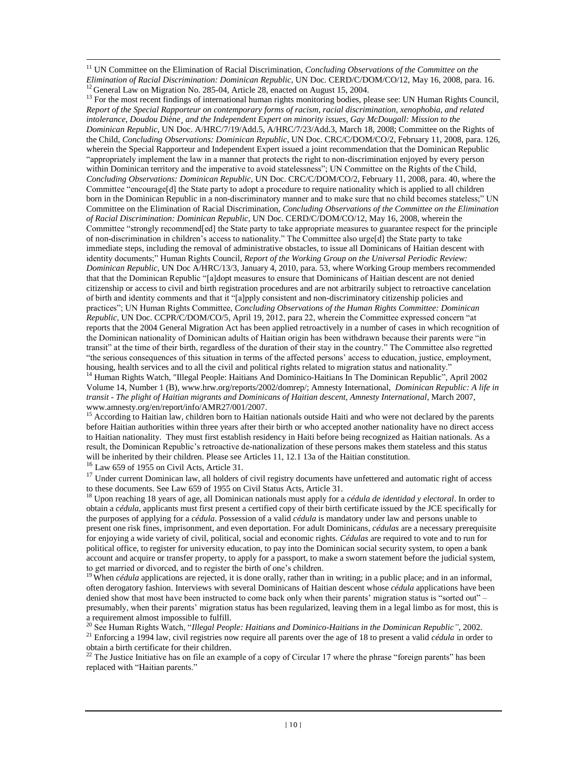[11] UN Committee on the Elimination of Racial Discrimination, *Concluding Observations of the Committee on the Elimination of Racial Discrimination: Dominican Republic*, UN Doc. CERD/C/DOM/CO/12, May 16, 2008, para. 16.

[12] General Law on Migration No. 285-04, Article 28, enacted on August 15, 2004.

[13] For the most recent findings of international human rights monitoring bodies, please see: UN Human Rights Council, *Report of the Special Rapporteur on contemporary forms of racism, racial discrimination, xenophobia, and related intolerance, Doudou Diène¸ and the Independent Expert on minority issues, Gay McDougall: Mission to the Dominican Republic*, UN Doc. A/HRC/7/19/Add.5, A/HRC/7/23/Add.3, March 18, 2008; Committee on the Rights of the Child, *Concluding Observations: Dominican Republic*, UN Doc. CRC/C/DOM/CO/2, February 11, 2008, para. 126, wherein the Special Rapporteur and Independent Expert issued a joint recommendation that the Dominican Republic "appropriately implement the law in a manner that protects the right to non-discrimination enjoyed by every person within Dominican territory and the imperative to avoid statelessness"; UN Committee on the Rights of the Child, *Concluding Observations: Dominican Republic*, UN Doc. CRC/C/DOM/CO/2, February 11, 2008, para. 40, where the Committee "encourage[d] the State party to adopt a procedure to require nationality which is applied to all children born in the Dominican Republic in a non-discriminatory manner and to make sure that no child becomes stateless;" UN Committee on the Elimination of Racial Discrimination, *Concluding Observations of the Committee on the Elimination of Racial Discrimination: Dominican Republic*, UN Doc. CERD/C/DOM/CO/12, May 16, 2008, wherein the Committee "strongly recommend[ed] the State party to take appropriate measures to guarantee respect for the principle of non-discrimination in children's access to nationality." The Committee also urge[d] the State party to take immediate steps, including the removal of administrative obstacles, to issue all Dominicans of Haitian descent with identity documents;" Human Rights Council, *Report of the Working Group on the Universal Periodic Review: Dominican Republic*, UN Doc A/HRC/13/3, January 4, 2010, para. 53, where Working Group members recommended that that the Dominican Republic "[a]dopt measures to ensure that Dominicans of Haitian descent are not denied citizenship or access to civil and birth registration procedures and are not arbitrarily subject to retroactive cancelation of birth and identity comments and that it "[a]pply consistent and non-discriminatory citizenship policies and practices"; UN Human Rights Committee, *Concluding Observations of the Human Rights Committee: Dominican Republic*, UN Doc. CCPR/C/DOM/CO/5, April 19, 2012, para 22, wherein the Committee expressed concern "at reports that the 2004 General Migration Act has been applied retroactively in a number of cases in which recognition of the Dominican nationality of Dominican adults of Haitian origin has been withdrawn because their parents were "in transit" at the time of their birth, regardless of the duration of their stay in the country." The Committee also regretted "the serious consequences of this situation in terms of the affected persons' access to education, justice, employment, housing, health services and to all the civil and political rights related to migration status and nationality."

[14] Human Rights Watch, "Illegal People: Haitians And Dominico-Haitians In The Dominican Republic", April 2002 Volume 14, Number 1 (B), www.hrw.org/reports/2002/domrep/; Amnesty International, *Dominican Republic: A life in transit - The plight of Haitian migrants and Dominicans of Haitian descent, Amnesty International*, March 2007, www.amnesty.org/en/report/info/AMR27/001/2007.

[15] According to Haitian law, children born to Haitian nationals outside Haiti and who were not declared by the parents before Haitian authorities within three years after their birth or who accepted another nationality have no direct access to Haitian nationality. They must first establish residency in Haiti before being recognized as Haitian nationals. As a result, the Dominican Republic's retroactive de-nationalization of these persons makes them stateless and this status will be inherited by their children. Please see Articles 11, 12.1 13a of the Haitian constitution.

[16] Law 659 of 1955 on Civil Acts, Article 31.

[17] Under current Dominican law, all holders of civil registry documents have unfettered and automatic right of access to these documents. See Law 659 of 1955 on Civil Status Acts, Article 31.

[18] Upon reaching 18 years of age, all Dominican nationals must apply for a *cédula de identidad y electoral*. In order to obtain a *cédula*, applicants must first present a certified copy of their birth certificate issued by the JCE specifically for the purposes of applying for a *cédula*. Possession of a valid *cédula* is mandatory under law and persons unable to present one risk fines, imprisonment, and even deportation. For adult Dominicans, *cédulas* are a necessary prerequisite for enjoying a wide variety of civil, political, social and economic rights. *Cédulas* are required to vote and to run for political office, to register for university education, to pay into the Dominican social security system, to open a bank account and acquire or transfer property, to apply for a passport, to make a sworn statement before the judicial system, to get married or divorced, and to register the birth of one's children.

[19] When *cédula* applications are rejected, it is done orally, rather than in writing; in a public place; and in an informal, often derogatory fashion. Interviews with several Dominicans of Haitian descent whose *cédula* applications have been denied show that most have been instructed to come back only when their parents' migration status is "sorted out" – presumably, when their parents' migration status has been regularized, leaving them in a legal limbo as for most, this is a requirement almost impossible to fulfill.

[20] See Human Rights Watch, "*Illegal People: Haitians and Dominico-Haitians in the Dominican Republic"*, 2002.

[21] Enforcing a 1994 law, civil registries now require all parents over the age of 18 to present a valid *cédula* in order to obtain a birth certificate for their children.

[22] The Justice Initiative has on file an example of a copy of Circular 17 where the phrase "foreign parents" has been replaced with "Haitian parents."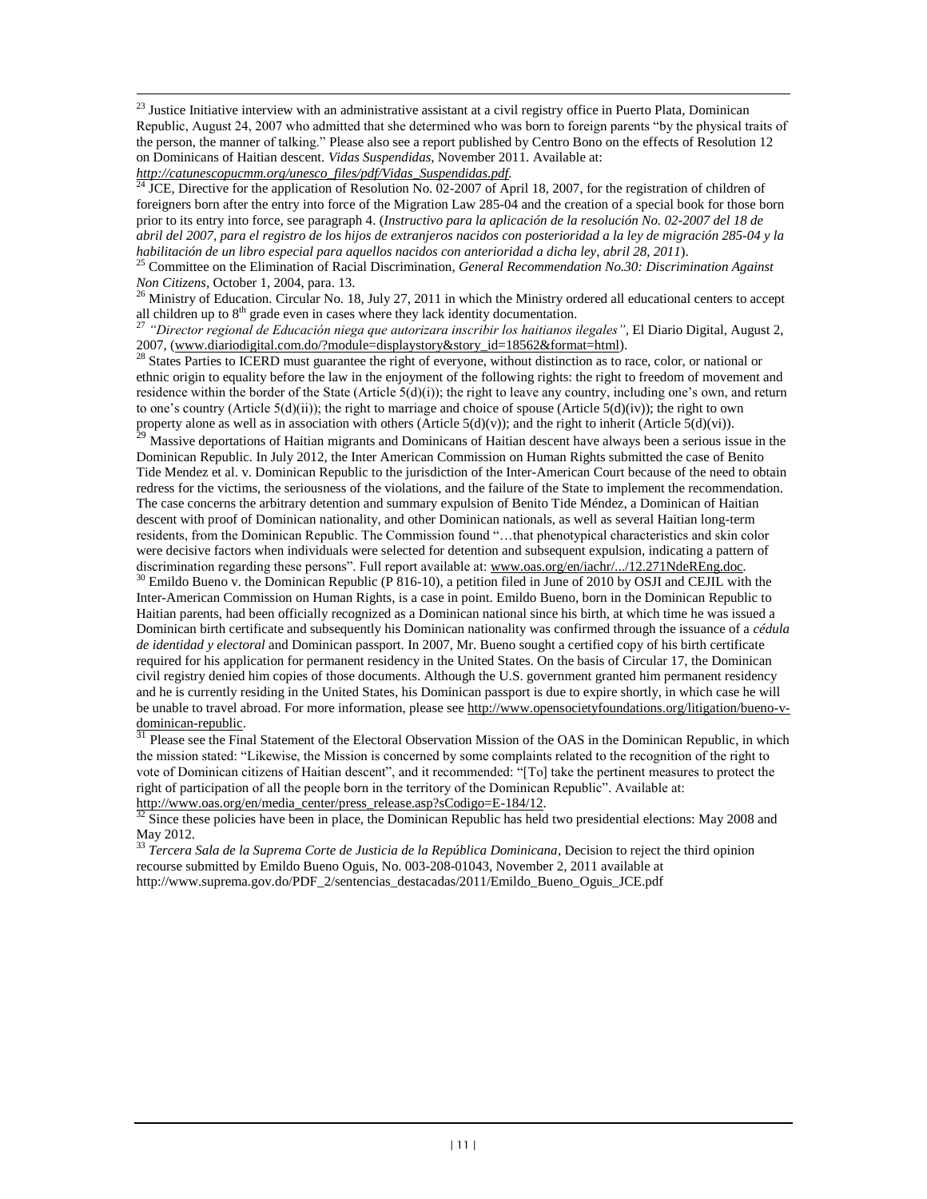[23] Justice Initiative interview with an administrative assistant at a civil registry office in Puerto Plata, Dominican Republic, August 24, 2007 who admitted that she determined who was born to foreign parents "by the physical traits of the person, the manner of talking." Please also see a report published by Centro Bono on the effects of Resolution 12 on Dominicans of Haitian descent. *Vidas Suspendidas*, November 2011. Available at: *http://catunescopucmm.org/unesco_files/pdf/Vidas_Suspendidas.pdf.*

[24] JCE, Directive for the application of Resolution No. 02-2007 of April 18, 2007, for the registration of children of foreigners born after the entry into force of the Migration Law 285-04 and the creation of a special book for those born prior to its entry into force, see paragraph 4. (*Instructivo para la aplicación de la resolución No. 02-2007 del 18 de abril del 2007, para el registro de los hijos de extranjeros nacidos con posterioridad a la ley de migración 285-04 y la habilitación de un libro especial para aquellos nacidos con anterioridad a dicha ley, abril 28, 2011*).

[25] Committee on the Elimination of Racial Discrimination, *General Recommendation No.30: Discrimination Against Non Citizens*, October 1, 2004, para. 13.

[26] Ministry of Education. Circular No. 18, July 27, 2011 in which the Ministry ordered all educational centers to accept all children up to 8th grade even in cases where they lack identity documentation.

[27] *"Director regional de Educación niega que autorizara inscribir los haitianos ilegales"*, El Diario Digital, August 2, 2007, (www.diariodigital.com.do/?module=displaystory&story_id=18562&format=html).

[28] States Parties to ICERD must guarantee the right of everyone, without distinction as to race, color, or national or ethnic origin to equality before the law in the enjoyment of the following rights: the right to freedom of movement and residence within the border of the State (Article 5(d)(i)); the right to leave any country, including one's own, and return to one's country (Article 5(d)(ii)); the right to marriage and choice of spouse (Article 5(d)(iv)); the right to own property alone as well as in association with others (Article 5(d)(v)); and the right to inherit (Article 5(d)(vi)).

[29] Massive deportations of Haitian migrants and Dominicans of Haitian descent have always been a serious issue in the Dominican Republic. In July 2012, the Inter American Commission on Human Rights submitted the case of Benito Tide Mendez et al. v. Dominican Republic to the jurisdiction of the Inter-American Court because of the need to obtain redress for the victims, the seriousness of the violations, and the failure of the State to implement the recommendation. The case concerns the arbitrary detention and summary expulsion of Benito Tide Méndez, a Dominican of Haitian descent with proof of Dominican nationality, and other Dominican nationals, as well as several Haitian long-term residents, from the Dominican Republic. The Commission found "…that phenotypical characteristics and skin color were decisive factors when individuals were selected for detention and subsequent expulsion, indicating a pattern of discrimination regarding these persons". Full report available at: www.oas.org/en/iachr/.../12.271NdeREng.doc.

[30] Emildo Bueno v. the Dominican Republic (P 816-10), a petition filed in June of 2010 by OSJI and CEJIL with the Inter-American Commission on Human Rights, is a case in point. Emildo Bueno, born in the Dominican Republic to Haitian parents, had been officially recognized as a Dominican national since his birth, at which time he was issued a Dominican birth certificate and subsequently his Dominican nationality was confirmed through the issuance of a *cédula de identidad y electoral* and Dominican passport. In 2007, Mr. Bueno sought a certified copy of his birth certificate required for his application for permanent residency in the United States. On the basis of Circular 17, the Dominican civil registry denied him copies of those documents. Although the U.S. government granted him permanent residency and he is currently residing in the United States, his Dominican passport is due to expire shortly, in which case he will be unable to travel abroad. For more information, please see http://www.opensocietyfoundations.org/litigation/bueno-v-dominican-republic.

[31] Please see the Final Statement of the Electoral Observation Mission of the OAS in the Dominican Republic, in which the mission stated: "Likewise, the Mission is concerned by some complaints related to the recognition of the right to vote of Dominican citizens of Haitian descent", and it recommended: "[To] take the pertinent measures to protect the right of participation of all the people born in the territory of the Dominican Republic". Available at: http://www.oas.org/en/media_center/press_release.asp?sCodigo=E-184/12.

[32] Since these policies have been in place, the Dominican Republic has held two presidential elections: May 2008 and May 2012.

[33] *Tercera Sala de la Suprema Corte de Justicia de la República Dominicana*, Decision to reject the third opinion recourse submitted by Emildo Bueno Oguis, No. 003-208-01043, November 2, 2011 available at http://www.suprema.gov.do/PDF_2/sentencias_destacadas/2011/Emildo_Bueno_Oguis_JCE.pdf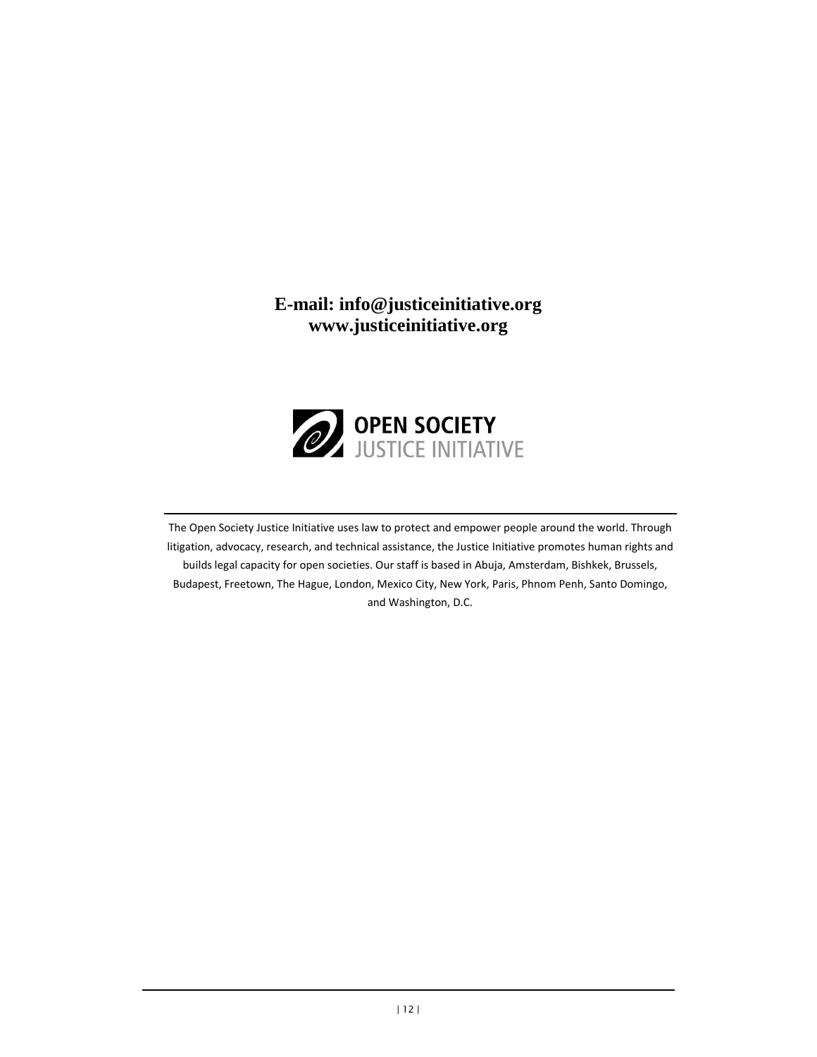**E-mail: info@justiceinitiative.org**
**www.justiceinitiative.org**

**OPEN SOCIETY**
JUSTICE INITIATIVE

The Open Society Justice Initiative uses law to protect and empower people around the world. Through litigation, advocacy, research, and technical assistance, the Justice Initiative promotes human rights and builds legal capacity for open societies. Our staff is based in Abuja, Amsterdam, Bishkek, Brussels, Budapest, Freetown, The Hague, London, Mexico City, New York, Paris, Phnom Penh, Santo Domingo, and Washington, D.C.